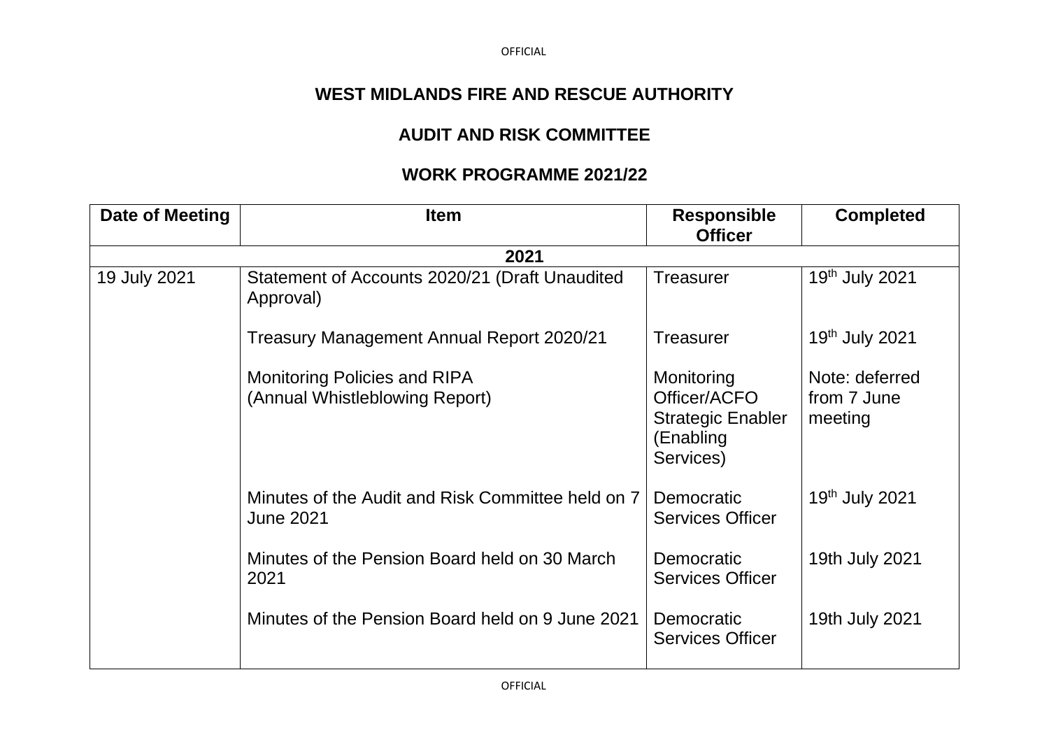**WEST MIDLANDS FIRE AND RESCUE AUTHORITY**

**AUDIT AND RISK COMMITTEE**

**WORK PROGRAMME 2021/22**

| Date of Meeting | Item | Responsible Officer | Completed |
|---|---|---|---|
| **2021** | | | |
| 19 July 2021 | Statement of Accounts 2020/21 (Draft Unaudited Approval) | Treasurer | 19th July 2021 |
| | Treasury Management Annual Report 2020/21 | Treasurer | 19th July 2021 |
| | Monitoring Policies and RIPA (Annual Whistleblowing Report) | Monitoring Officer/ACFO Strategic Enabler (Enabling Services) | Note: deferred from 7 June meeting |
| | Minutes of the Audit and Risk Committee held on 7 June 2021 | Democratic Services Officer | 19th July 2021 |
| | Minutes of the Pension Board held on 30 March 2021 | Democratic Services Officer | 19th July 2021 |
| | Minutes of the Pension Board held on 9 June 2021 | Democratic Services Officer | 19th July 2021 |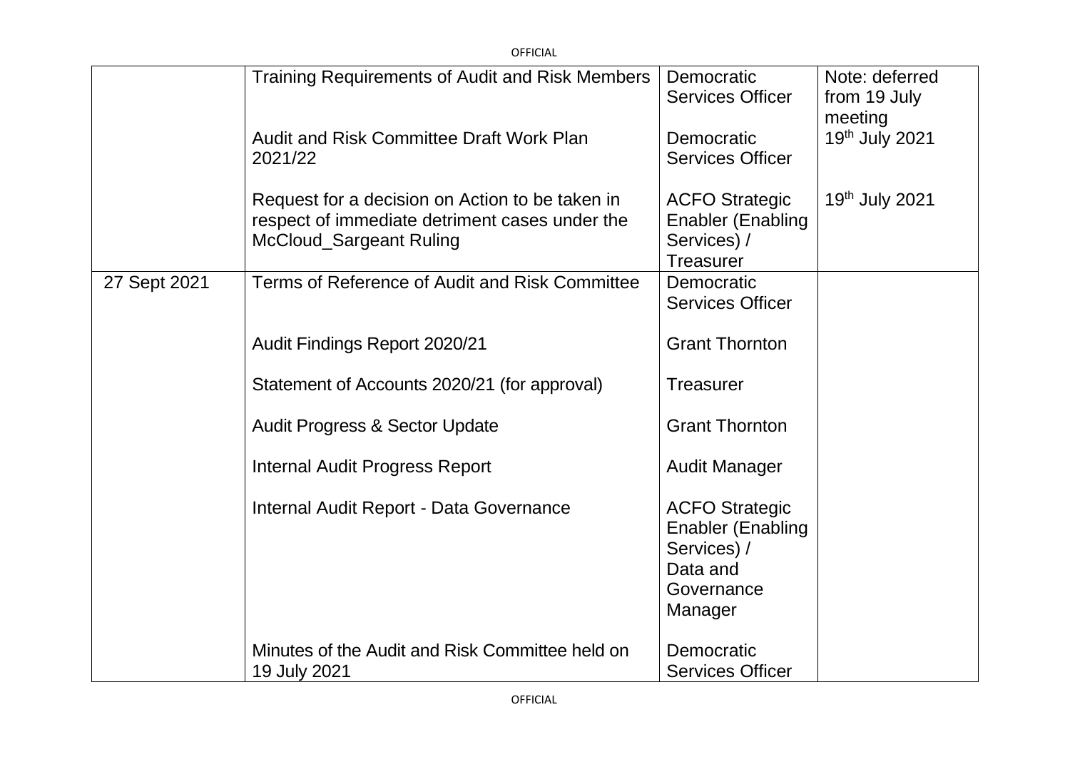| | | | |
|---|---|---|---|
| | Training Requirements of Audit and Risk Members | Democratic Services Officer | Note: deferred from 19 July meeting |
| | Audit and Risk Committee Draft Work Plan 2021/22 | Democratic Services Officer | 19th July 2021 |
| | Request for a decision on Action to be taken in respect of immediate detriment cases under the McCloud_Sargeant Ruling | ACFO Strategic Enabler (Enabling Services) / Treasurer | 19th July 2021 |
| 27 Sept 2021 | Terms of Reference of Audit and Risk Committee | Democratic Services Officer | |
| | Audit Findings Report 2020/21 | Grant Thornton | |
| | Statement of Accounts 2020/21 (for approval) | Treasurer | |
| | Audit Progress & Sector Update | Grant Thornton | |
| | Internal Audit Progress Report | Audit Manager | |
| | Internal Audit Report - Data Governance | ACFO Strategic Enabler (Enabling Services) / Data and Governance Manager | |
| | Minutes of the Audit and Risk Committee held on 19 July 2021 | Democratic Services Officer | |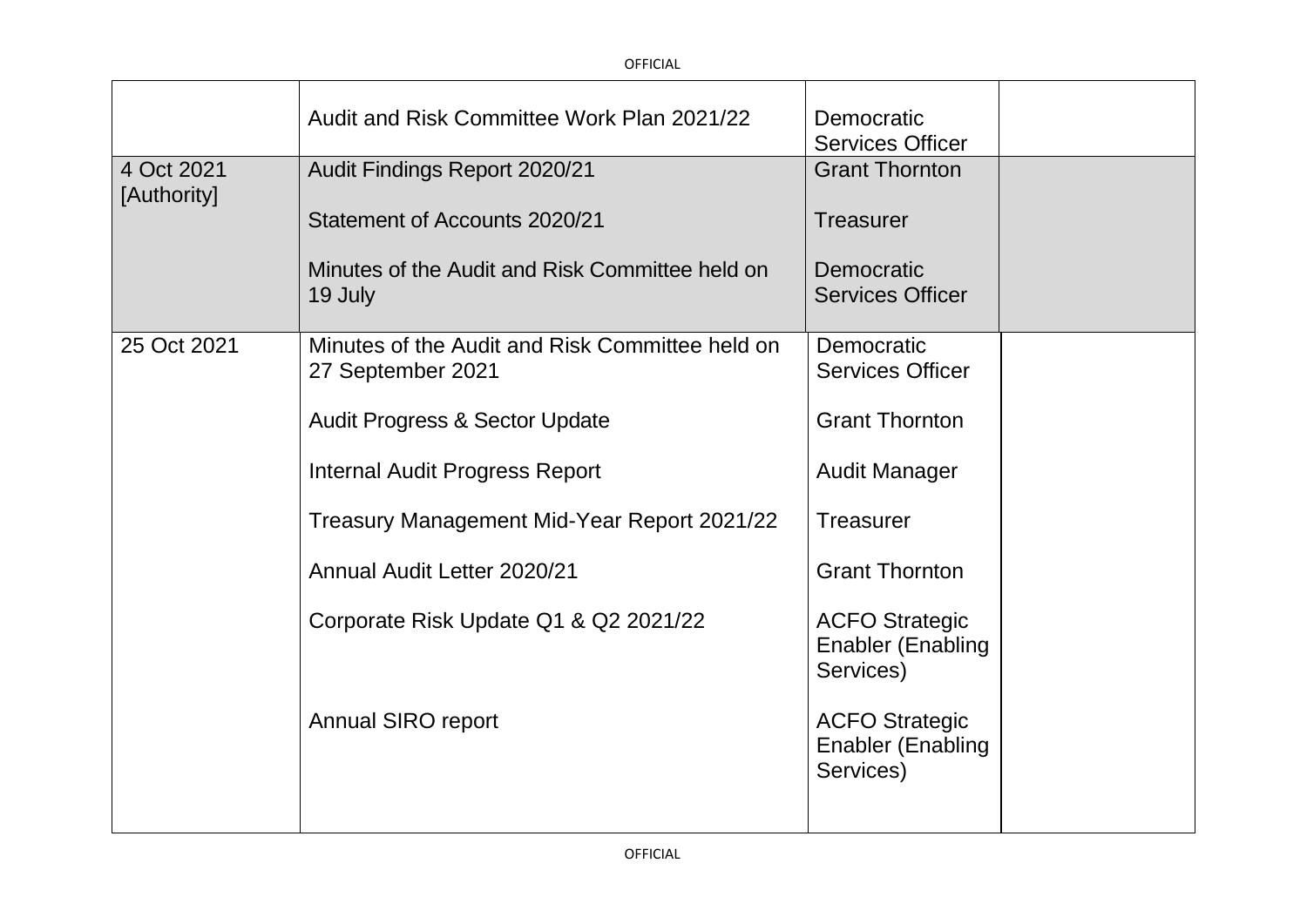| | | | |
|---|---|---|---|
| | Audit and Risk Committee Work Plan 2021/22 | Democratic Services Officer | |
| 4 Oct 2021 [Authority] | Audit Findings Report 2020/21<br><br>Statement of Accounts 2020/21<br><br>Minutes of the Audit and Risk Committee held on 19 July | Grant Thornton<br><br>Treasurer<br><br>Democratic Services Officer | |
| 25 Oct 2021 | Minutes of the Audit and Risk Committee held on 27 September 2021<br><br>Audit Progress & Sector Update<br><br>Internal Audit Progress Report<br><br>Treasury Management Mid-Year Report 2021/22<br><br>Annual Audit Letter 2020/21<br><br>Corporate Risk Update Q1 & Q2 2021/22<br><br>Annual SIRO report | Democratic Services Officer<br><br>Grant Thornton<br><br>Audit Manager<br><br>Treasurer<br><br>Grant Thornton<br><br>ACFO Strategic Enabler (Enabling Services)<br><br>ACFO Strategic Enabler (Enabling Services) | |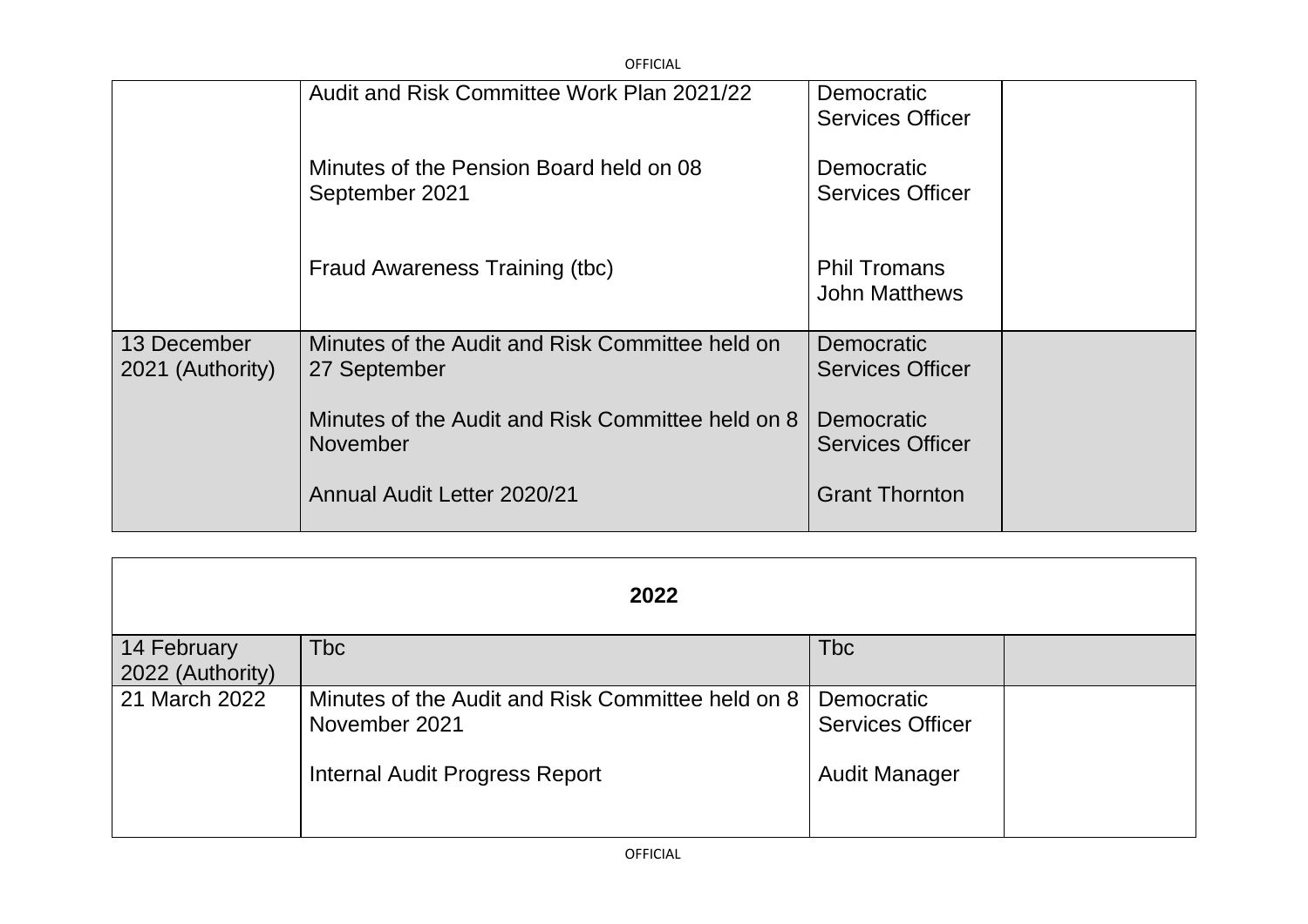| | | | |
|---|---|---|---|
| | Audit and Risk Committee Work Plan 2021/22<br><br>Minutes of the Pension Board held on 08 September 2021<br><br>Fraud Awareness Training (tbc) | Democratic Services Officer<br><br>Democratic Services Officer<br><br>Phil Tromans<br>John Matthews | |
| 13 December 2021 (Authority) | Minutes of the Audit and Risk Committee held on 27 September<br><br>Minutes of the Audit and Risk Committee held on 8 November<br><br>Annual Audit Letter 2020/21 | Democratic Services Officer<br><br>Democratic Services Officer<br><br>Grant Thornton | |

| **2022** | | | |
|---|---|---|---|
| 14 February 2022 (Authority) | Tbc | Tbc | |
| 21 March 2022 | Minutes of the Audit and Risk Committee held on 8 November 2021<br><br>Internal Audit Progress Report | Democratic Services Officer<br><br>Audit Manager | |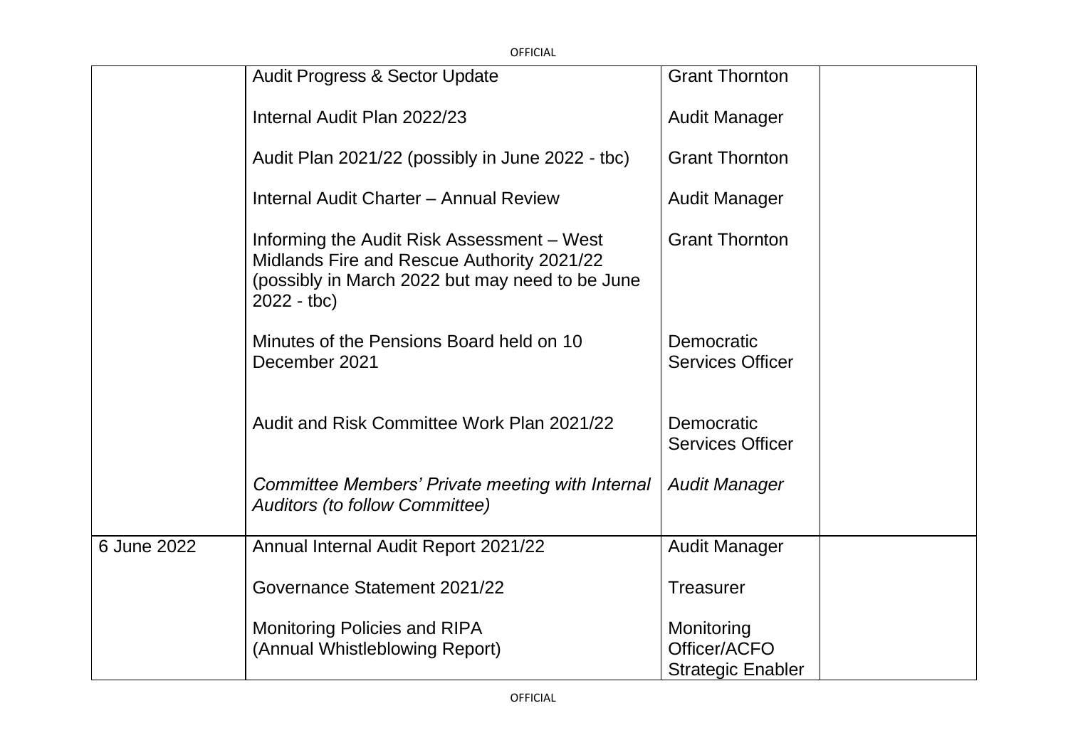| | | | |
|---|---|---|---|
| | Audit Progress & Sector Update | Grant Thornton | |
| | Internal Audit Plan 2022/23 | Audit Manager | |
| | Audit Plan 2021/22 (possibly in June 2022 - tbc) | Grant Thornton | |
| | Internal Audit Charter – Annual Review | Audit Manager | |
| | Informing the Audit Risk Assessment – West Midlands Fire and Rescue Authority 2021/22 (possibly in March 2022 but may need to be June 2022 - tbc) | Grant Thornton | |
| | Minutes of the Pensions Board held on 10 December 2021 | Democratic Services Officer | |
| | Audit and Risk Committee Work Plan 2021/22 | Democratic Services Officer | |
| | *Committee Members' Private meeting with Internal Auditors (to follow Committee)* | *Audit Manager* | |
| 6 June 2022 | Annual Internal Audit Report 2021/22 | Audit Manager | |
| | Governance Statement 2021/22 | Treasurer | |
| | Monitoring Policies and RIPA (Annual Whistleblowing Report) | Monitoring Officer/ACFO Strategic Enabler | |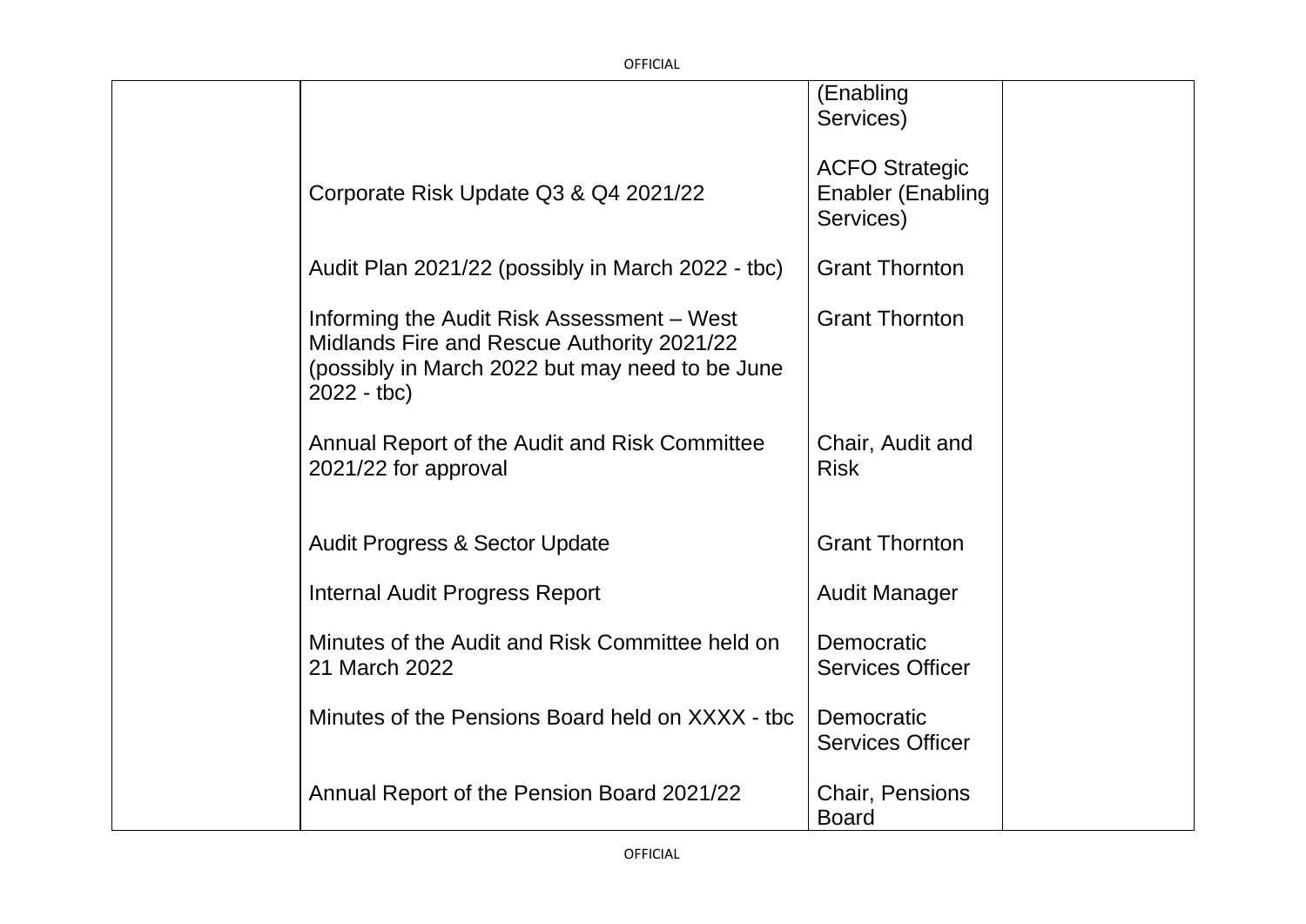| | | | |
|---|---|---|---|
| | Corporate Risk Update Q3 & Q4 2021/22 | (Enabling Services)<br><br>ACFO Strategic Enabler (Enabling Services) | |
| | Audit Plan 2021/22 (possibly in March 2022 - tbc) | Grant Thornton | |
| | Informing the Audit Risk Assessment – West Midlands Fire and Rescue Authority 2021/22 (possibly in March 2022 but may need to be June 2022 - tbc) | Grant Thornton | |
| | Annual Report of the Audit and Risk Committee 2021/22 for approval | Chair, Audit and Risk | |
| | Audit Progress & Sector Update | Grant Thornton | |
| | Internal Audit Progress Report | Audit Manager | |
| | Minutes of the Audit and Risk Committee held on 21 March 2022 | Democratic Services Officer | |
| | Minutes of the Pensions Board held on XXXX - tbc | Democratic Services Officer | |
| | Annual Report of the Pension Board 2021/22 | Chair, Pensions Board | |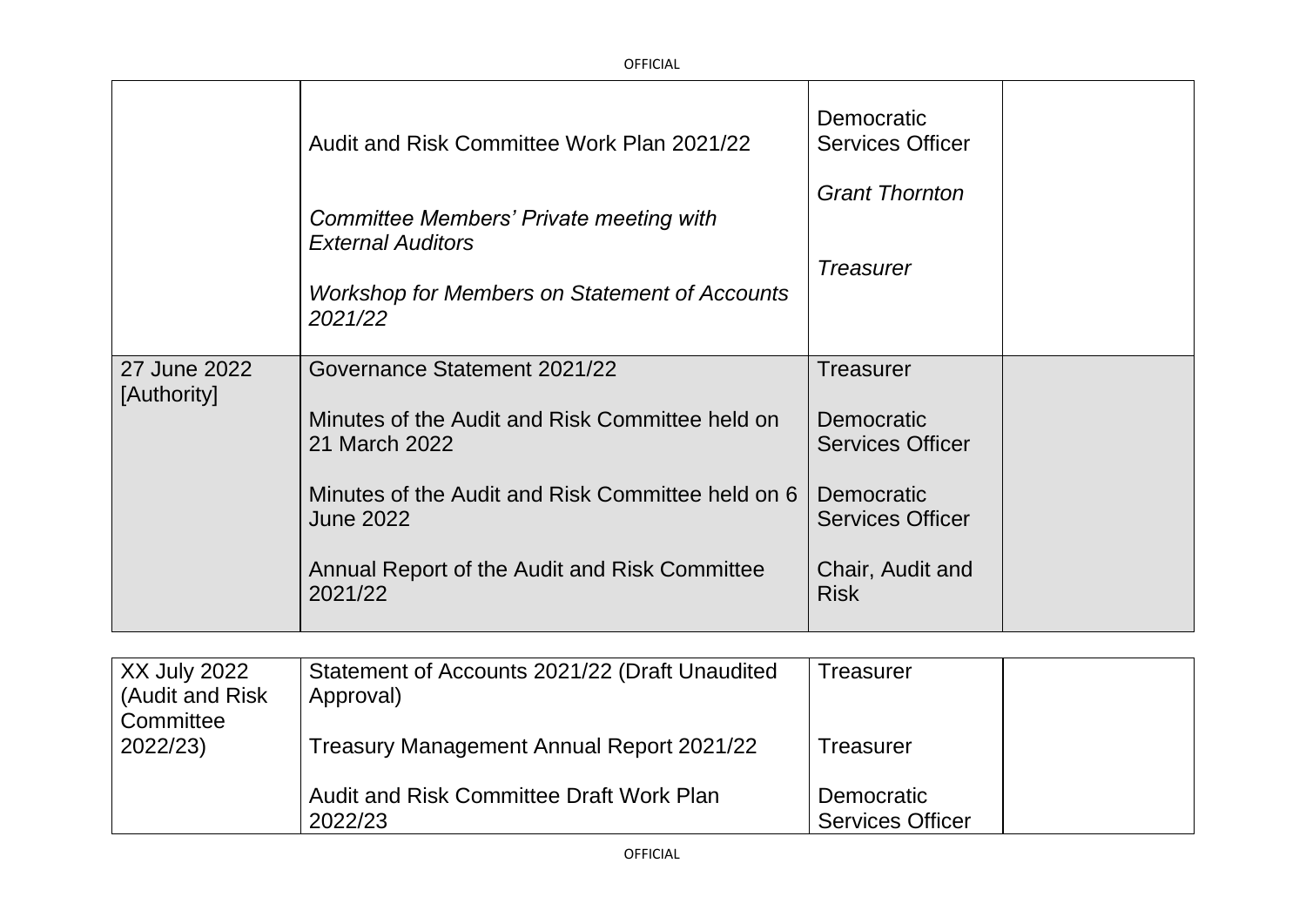| | | | |
|---|---|---|---|
| | Audit and Risk Committee Work Plan 2021/22<br><br>*Committee Members' Private meeting with External Auditors*<br><br>*Workshop for Members on Statement of Accounts 2021/22* | Democratic Services Officer<br><br>*Grant Thornton*<br><br>*Treasurer* | |
| 27 June 2022 [Authority] | Governance Statement 2021/22<br><br>Minutes of the Audit and Risk Committee held on 21 March 2022<br><br>Minutes of the Audit and Risk Committee held on 6 June 2022<br><br>Annual Report of the Audit and Risk Committee 2021/22 | Treasurer<br><br>Democratic Services Officer<br><br>Democratic Services Officer<br><br>Chair, Audit and Risk | |
| XX July 2022 (Audit and Risk Committee 2022/23) | Statement of Accounts 2021/22 (Draft Unaudited Approval)<br><br>Treasury Management Annual Report 2021/22<br><br>Audit and Risk Committee Draft Work Plan 2022/23 | Treasurer<br><br>Treasurer<br><br>Democratic Services Officer | |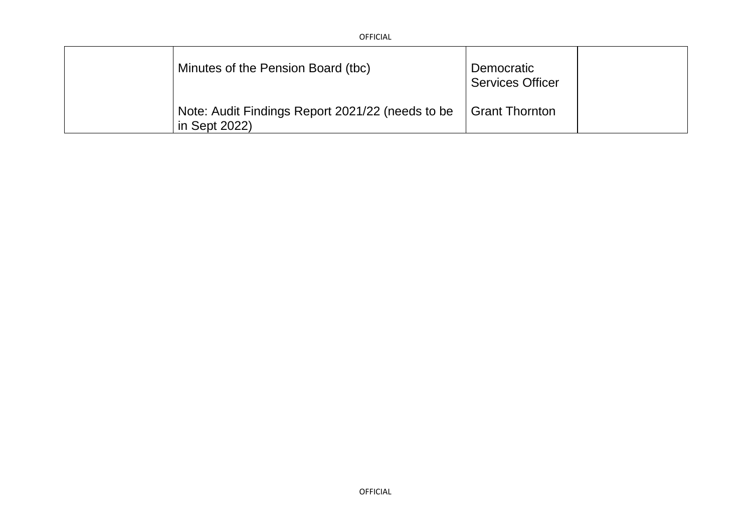| | | | |
|---|---|---|---|
| | Minutes of the Pension Board (tbc)<br><br>Note: Audit Findings Report 2021/22 (needs to be in Sept 2022) | Democratic Services Officer<br><br>Grant Thornton | |